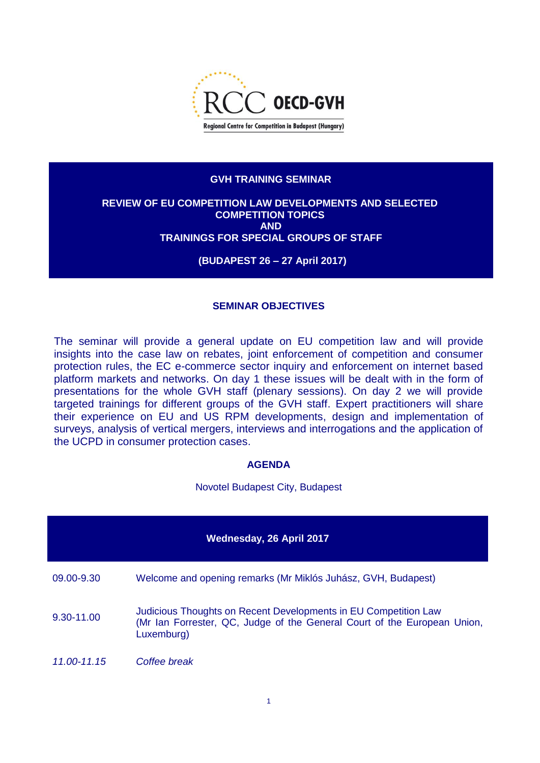RCC OECD-GVH

Regional Centre for Competition in Budapest (Hungary)

# GVH TRAINING SEMINAR

## REVIEW OF EU COMPETITION LAW DEVELOPMENTS AND SELECTED COMPETITION TOPICS AND TRAININGS FOR SPECIAL GROUPS OF STAFF

**(BUDAPEST 26 – 27 April 2017)**

## SEMINAR OBJECTIVES

The seminar will provide a general update on EU competition law and will provide insights into the case law on rebates, joint enforcement of competition and consumer protection rules, the EC e-commerce sector inquiry and enforcement on internet based platform markets and networks. On day 1 these issues will be dealt with in the form of presentations for the whole GVH staff (plenary sessions). On day 2 we will provide targeted trainings for different groups of the GVH staff. Expert practitioners will share their experience on EU and US RPM developments, design and implementation of surveys, analysis of vertical mergers, interviews and interrogations and the application of the UCPD in consumer protection cases.

## AGENDA

Novotel Budapest City, Budapest

| Wednesday, 26 April 2017 | |
|---|---|
| 09.00-9.30 | Welcome and opening remarks (Mr Miklós Juhász, GVH, Budapest) |
| 9.30-11.00 | Judicious Thoughts on Recent Developments in EU Competition Law (Mr Ian Forrester, QC, Judge of the General Court of the European Union, Luxemburg) |
| *11.00-11.15* | *Coffee break* |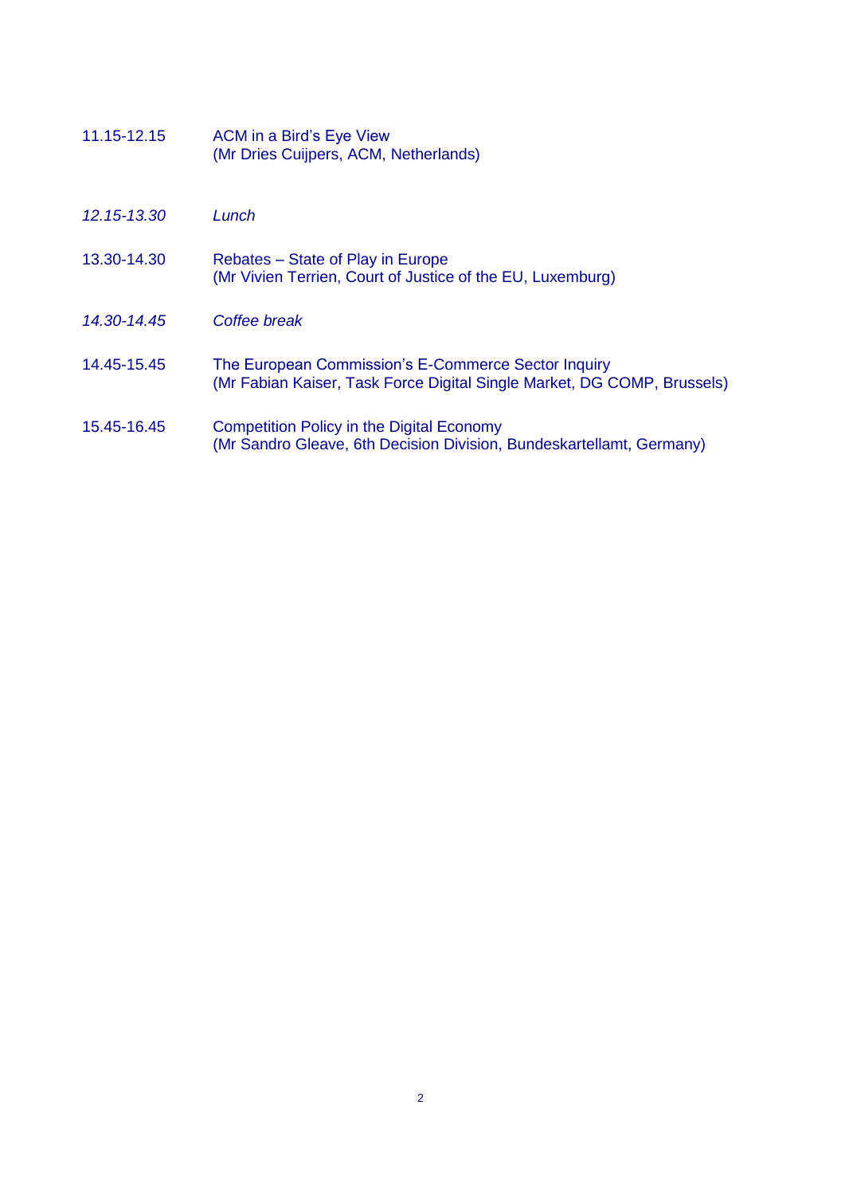| | |
|---|---|
| 11.15-12.15 | ACM in a Bird's Eye View<br>(Mr Dries Cuijpers, ACM, Netherlands) |
| *12.15-13.30* | *Lunch* |
| 13.30-14.30 | Rebates – State of Play in Europe<br>(Mr Vivien Terrien, Court of Justice of the EU, Luxemburg) |
| *14.30-14.45* | *Coffee break* |
| 14.45-15.45 | The European Commission's E-Commerce Sector Inquiry<br>(Mr Fabian Kaiser, Task Force Digital Single Market, DG COMP, Brussels) |
| 15.45-16.45 | Competition Policy in the Digital Economy<br>(Mr Sandro Gleave, 6th Decision Division, Bundeskartellamt, Germany) |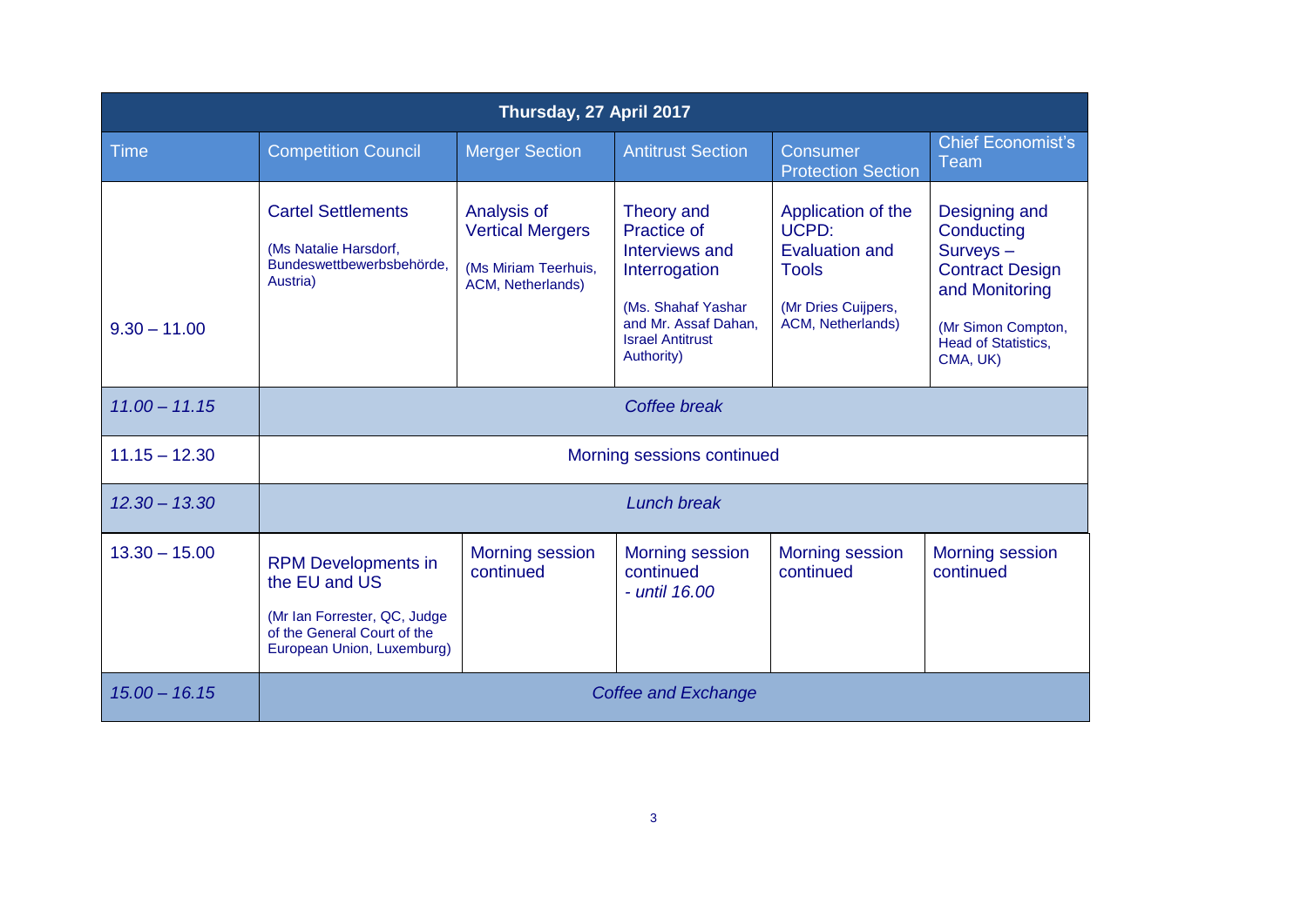| Thursday, 27 April 2017 | | | | | |
|---|---|---|---|---|---|
| Time | Competition Council | Merger Section | Antitrust Section | Consumer Protection Section | Chief Economist's Team |
| 9.30 – 11.00 | Cartel Settlements (Ms Natalie Harsdorf, Bundeswettbewerbsbehörde, Austria) | Analysis of Vertical Mergers (Ms Miriam Teerhuis, ACM, Netherlands) | Theory and Practice of Interviews and Interrogation (Ms. Shahaf Yashar and Mr. Assaf Dahan, Israel Antitrust Authority) | Application of the UCPD: Evaluation and Tools (Mr Dries Cuijpers, ACM, Netherlands) | Designing and Conducting Surveys – Contract Design and Monitoring (Mr Simon Compton, Head of Statistics, CMA, UK) |
| *11.00 – 11.15* | *Coffee break* | | | | |
| 11.15 – 12.30 | Morning sessions continued | | | | |
| *12.30 – 13.30* | *Lunch break* | | | | |
| 13.30 – 15.00 | RPM Developments in the EU and US (Mr Ian Forrester, QC, Judge of the General Court of the European Union, Luxemburg) | Morning session continued | Morning session continued *- until 16.00* | Morning session continued | Morning session continued |
| *15.00 – 16.15* | *Coffee and Exchange* | | | | |